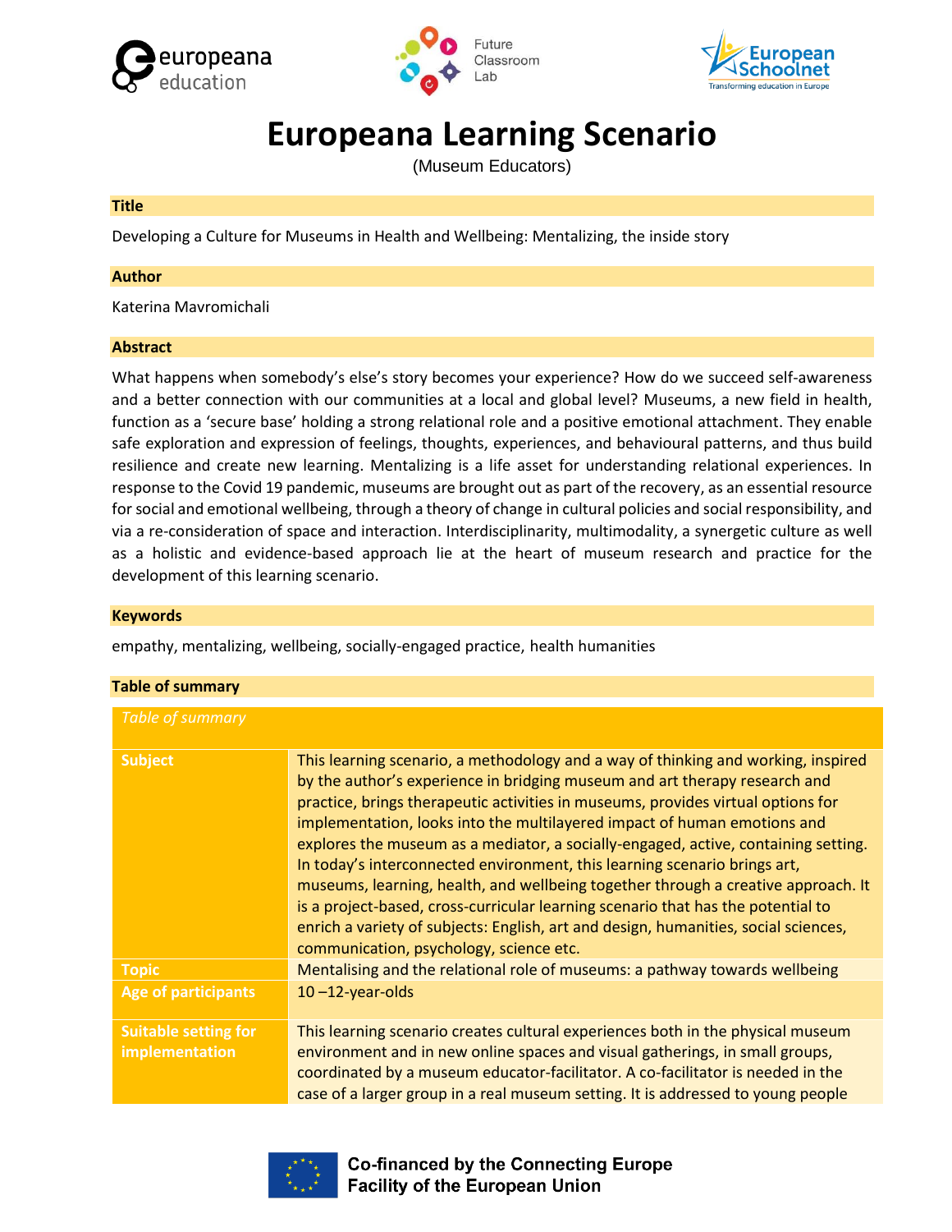# Europeana Learning Scenario

(Museum Educators)

## Title

Developing a Culture for Museums in Health and Wellbeing: Mentalizing, the inside story

## Author

Katerina Mavromichali

## Abstract

What happens when somebody's else's story becomes your experience? How do we succeed self-awareness and a better connection with our communities at a local and global level? Museums, a new field in health, function as a 'secure base' holding a strong relational role and a positive emotional attachment. They enable safe exploration and expression of feelings, thoughts, experiences, and behavioural patterns, and thus build resilience and create new learning. Mentalizing is a life asset for understanding relational experiences. In response to the Covid 19 pandemic, museums are brought out as part of the recovery, as an essential resource for social and emotional wellbeing, through a theory of change in cultural policies and social responsibility, and via a re-consideration of space and interaction. Interdisciplinarity, multimodality, a synergetic culture as well as a holistic and evidence-based approach lie at the heart of museum research and practice for the development of this learning scenario.

## Keywords

empathy, mentalizing, wellbeing, socially-engaged practice, health humanities

## Table of summary

| *Table of summary* | |
|---|---|
| **Subject** | This learning scenario, a methodology and a way of thinking and working, inspired by the author's experience in bridging museum and art therapy research and practice, brings therapeutic activities in museums, provides virtual options for implementation, looks into the multilayered impact of human emotions and explores the museum as a mediator, a socially-engaged, active, containing setting. In today's interconnected environment, this learning scenario brings art, museums, learning, health, and wellbeing together through a creative approach. It is a project-based, cross-curricular learning scenario that has the potential to enrich a variety of subjects: English, art and design, humanities, social sciences, communication, psychology, science etc. |
| **Topic** | Mentalising and the relational role of museums: a pathway towards wellbeing |
| **Age of participants** | 10 –12-year-olds |
| **Suitable setting for implementation** | This learning scenario creates cultural experiences both in the physical museum environment and in new online spaces and visual gatherings, in small groups, coordinated by a museum educator-facilitator. A co-facilitator is needed in the case of a larger group in a real museum setting. It is addressed to young people |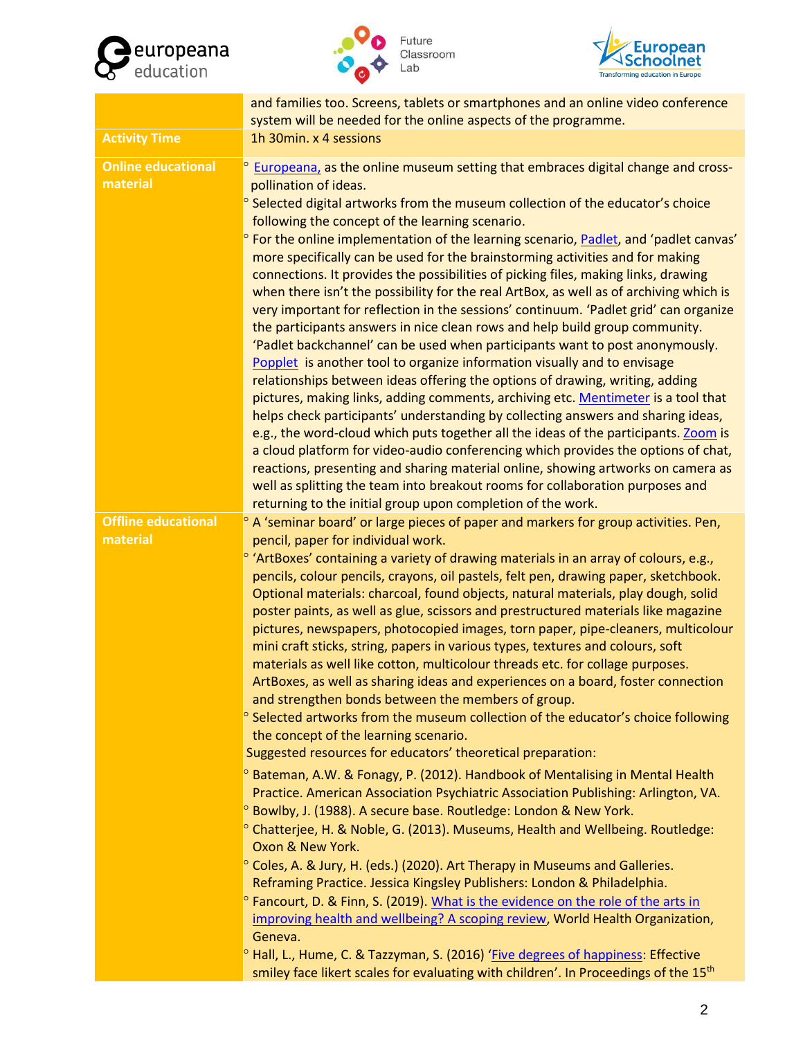| | |
|---|---|
| | and families too. Screens, tablets or smartphones and an online video conference system will be needed for the online aspects of the programme. |
| **Activity Time** | 1h 30min. x 4 sessions |
| **Online educational material** | ◦ Europeana, as the online museum setting that embraces digital change and cross-pollination of ideas.<br>◦ Selected digital artworks from the museum collection of the educator's choice following the concept of the learning scenario.<br>◦ For the online implementation of the learning scenario, Padlet, and 'padlet canvas' more specifically can be used for the brainstorming activities and for making connections. It provides the possibilities of picking files, making links, drawing when there isn't the possibility for the real ArtBox, as well as of archiving which is very important for reflection in the sessions' continuum. 'Padlet grid' can organize the participants answers in nice clean rows and help build group community. 'Padlet backchannel' can be used when participants want to post anonymously. Popplet is another tool to organize information visually and to envisage relationships between ideas offering the options of drawing, writing, adding pictures, making links, adding comments, archiving etc. Mentimeter is a tool that helps check participants' understanding by collecting answers and sharing ideas, e.g., the word-cloud which puts together all the ideas of the participants. Zoom is a cloud platform for video-audio conferencing which provides the options of chat, reactions, presenting and sharing material online, showing artworks on camera as well as splitting the team into breakout rooms for collaboration purposes and returning to the initial group upon completion of the work. |
| **Offline educational material** | ◦ A 'seminar board' or large pieces of paper and markers for group activities. Pen, pencil, paper for individual work.<br>◦ 'ArtBoxes' containing a variety of drawing materials in an array of colours, e.g., pencils, colour pencils, crayons, oil pastels, felt pen, drawing paper, sketchbook. Optional materials: charcoal, found objects, natural materials, play dough, solid poster paints, as well as glue, scissors and prestructured materials like magazine pictures, newspapers, photocopied images, torn paper, pipe-cleaners, multicolour mini craft sticks, string, papers in various types, textures and colours, soft materials as well like cotton, multicolour threads etc. for collage purposes. ArtBoxes, as well as sharing ideas and experiences on a board, foster connection and strengthen bonds between the members of group.<br>◦ Selected artworks from the museum collection of the educator's choice following the concept of the learning scenario.<br>Suggested resources for educators' theoretical preparation:<br>◦ Bateman, A.W. & Fonagy, P. (2012). Handbook of Mentalising in Mental Health Practice. American Association Psychiatric Association Publishing: Arlington, VA.<br>◦ Bowlby, J. (1988). A secure base. Routledge: London & New York.<br>◦ Chatterjee, H. & Noble, G. (2013). Museums, Health and Wellbeing. Routledge: Oxon & New York.<br>◦ Coles, A. & Jury, H. (eds.) (2020). Art Therapy in Museums and Galleries. Reframing Practice. Jessica Kingsley Publishers: London & Philadelphia.<br>◦ Fancourt, D. & Finn, S. (2019). What is the evidence on the role of the arts in improving health and wellbeing? A scoping review, World Health Organization, Geneva.<br>◦ Hall, L., Hume, C. & Tazzyman, S. (2016) 'Five degrees of happiness: Effective smiley face likert scales for evaluating with children'. In Proceedings of the 15th |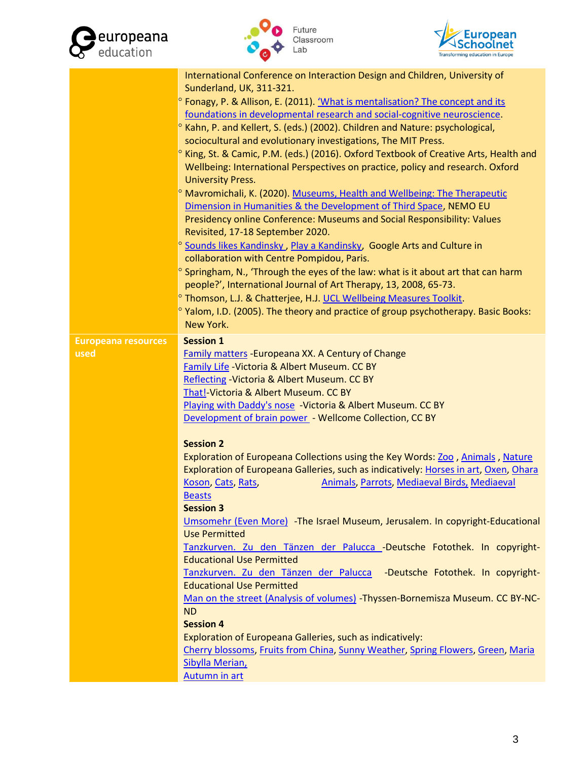| | |
|---|---|
| | International Conference on Interaction Design and Children, University of Sunderland, UK, 311-321.<br>° Fonagy, P. & Allison, E. (2011). 'What is mentalisation? The concept and its foundations in developmental research and social-cognitive neuroscience.<br>° Kahn, P. and Kellert, S. (eds.) (2002). Children and Nature: psychological, sociocultural and evolutionary investigations, The MIT Press.<br>° King, St. & Camic, P.M. (eds.) (2016). Oxford Textbook of Creative Arts, Health and Wellbeing: International Perspectives on practice, policy and research. Oxford University Press.<br>° Mavromichali, K. (2020). Museums, Health and Wellbeing: The Therapeutic Dimension in Humanities & the Development of Third Space, NEMO EU Presidency online Conference: Museums and Social Responsibility: Values Revisited, 17-18 September 2020.<br>° Sounds likes Kandinsky , Play a Kandinsky, Google Arts and Culture in collaboration with Centre Pompidou, Paris.<br>° Springham, N., 'Through the eyes of the law: what is it about art that can harm people?', International Journal of Art Therapy, 13, 2008, 65-73.<br>° Thomson, L.J. & Chatterjee, H.J. UCL Wellbeing Measures Toolkit.<br>° Yalom, I.D. (2005). The theory and practice of group psychotherapy. Basic Books: New York. |
| **Europeana resources used** | **Session 1**<br>Family matters -Europeana XX. A Century of Change<br>Family Life -Victoria & Albert Museum. CC BY<br>Reflecting -Victoria & Albert Museum. CC BY<br>That!-Victoria & Albert Museum. CC BY<br>Playing with Daddy's nose -Victoria & Albert Museum. CC BY<br>Development of brain power - Wellcome Collection, CC BY<br><br>**Session 2**<br>Exploration of Europeana Collections using the Key Words: Zoo , Animals , Nature<br>Exploration of Europeana Galleries, such as indicatively: Horses in art, Oxen, Ohara Koson, Cats, Rats, Animals, Parrots, Mediaeval Birds, Mediaeval Beasts<br>**Session 3**<br>Umsomehr (Even More) -The Israel Museum, Jerusalem. In copyright-Educational Use Permitted<br>Tanzkurven. Zu den Tänzen der Palucca -Deutsche Fotothek. In copyright-Educational Use Permitted<br>Tanzkurven. Zu den Tänzen der Palucca -Deutsche Fotothek. In copyright-Educational Use Permitted<br>Man on the street (Analysis of volumes) -Thyssen-Bornemisza Museum. CC BY-NC-ND<br>**Session 4**<br>Exploration of Europeana Galleries, such as indicatively:<br>Cherry blossoms, Fruits from China, Sunny Weather, Spring Flowers, Green, Maria Sibylla Merian,<br>Autumn in art |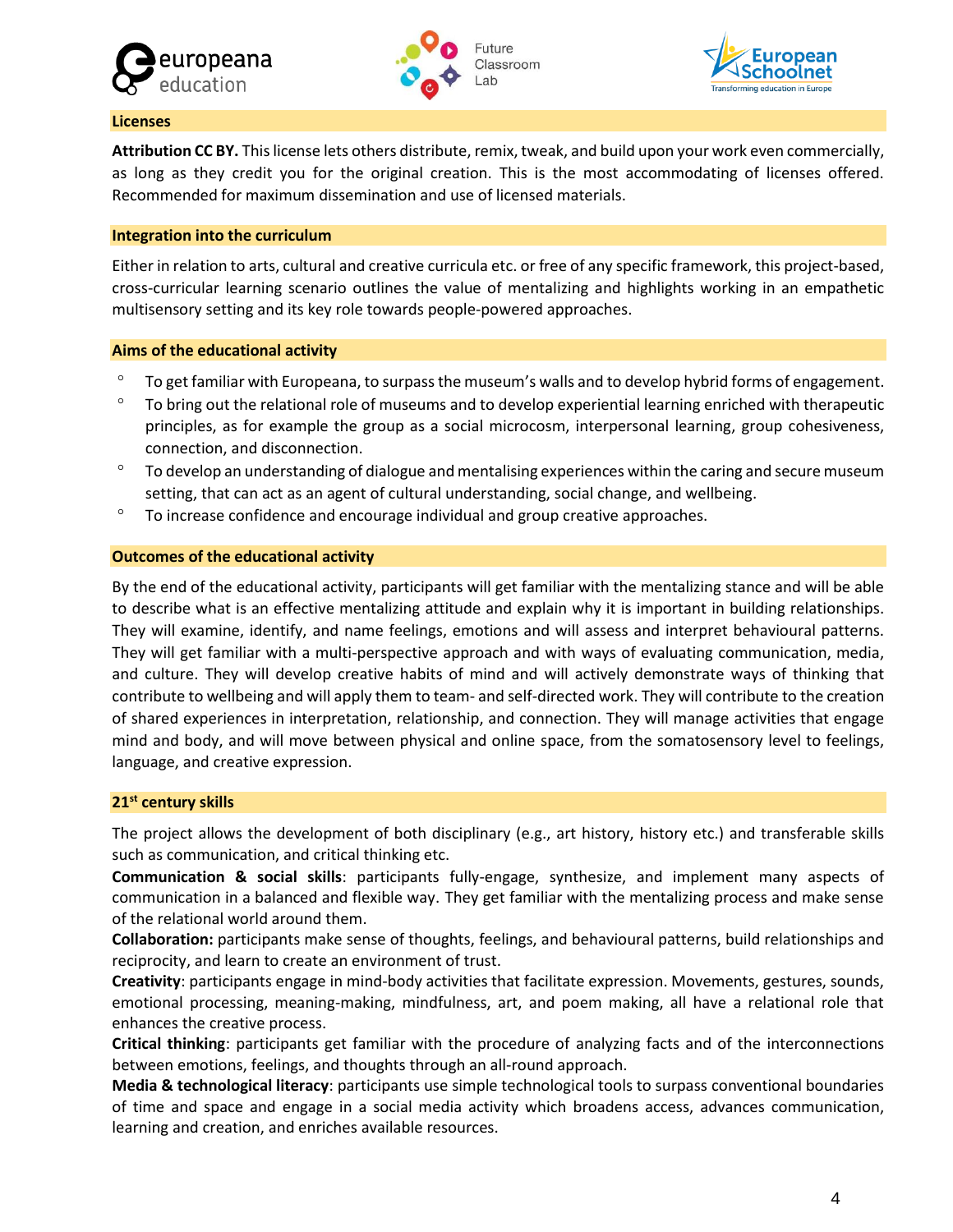## Licenses

**Attribution CC BY.** This license lets others distribute, remix, tweak, and build upon your work even commercially, as long as they credit you for the original creation. This is the most accommodating of licenses offered. Recommended for maximum dissemination and use of licensed materials.

## Integration into the curriculum

Either in relation to arts, cultural and creative curricula etc. or free of any specific framework, this project-based, cross-curricular learning scenario outlines the value of mentalizing and highlights working in an empathetic multisensory setting and its key role towards people-powered approaches.

## Aims of the educational activity

- To get familiar with Europeana, to surpass the museum's walls and to develop hybrid forms of engagement.
- To bring out the relational role of museums and to develop experiential learning enriched with therapeutic principles, as for example the group as a social microcosm, interpersonal learning, group cohesiveness, connection, and disconnection.
- To develop an understanding of dialogue and mentalising experiences within the caring and secure museum setting, that can act as an agent of cultural understanding, social change, and wellbeing.
- To increase confidence and encourage individual and group creative approaches.

## Outcomes of the educational activity

By the end of the educational activity, participants will get familiar with the mentalizing stance and will be able to describe what is an effective mentalizing attitude and explain why it is important in building relationships. They will examine, identify, and name feelings, emotions and will assess and interpret behavioural patterns. They will get familiar with a multi-perspective approach and with ways of evaluating communication, media, and culture. They will develop creative habits of mind and will actively demonstrate ways of thinking that contribute to wellbeing and will apply them to team- and self-directed work. They will contribute to the creation of shared experiences in interpretation, relationship, and connection. They will manage activities that engage mind and body, and will move between physical and online space, from the somatosensory level to feelings, language, and creative expression.

## 21st century skills

The project allows the development of both disciplinary (e.g., art history, history etc.) and transferable skills such as communication, and critical thinking etc.

**Communication & social skills**: participants fully-engage, synthesize, and implement many aspects of communication in a balanced and flexible way. They get familiar with the mentalizing process and make sense of the relational world around them.

**Collaboration:** participants make sense of thoughts, feelings, and behavioural patterns, build relationships and reciprocity, and learn to create an environment of trust.

**Creativity**: participants engage in mind-body activities that facilitate expression. Movements, gestures, sounds, emotional processing, meaning-making, mindfulness, art, and poem making, all have a relational role that enhances the creative process.

**Critical thinking**: participants get familiar with the procedure of analyzing facts and of the interconnections between emotions, feelings, and thoughts through an all-round approach.

**Media & technological literacy**: participants use simple technological tools to surpass conventional boundaries of time and space and engage in a social media activity which broadens access, advances communication, learning and creation, and enriches available resources.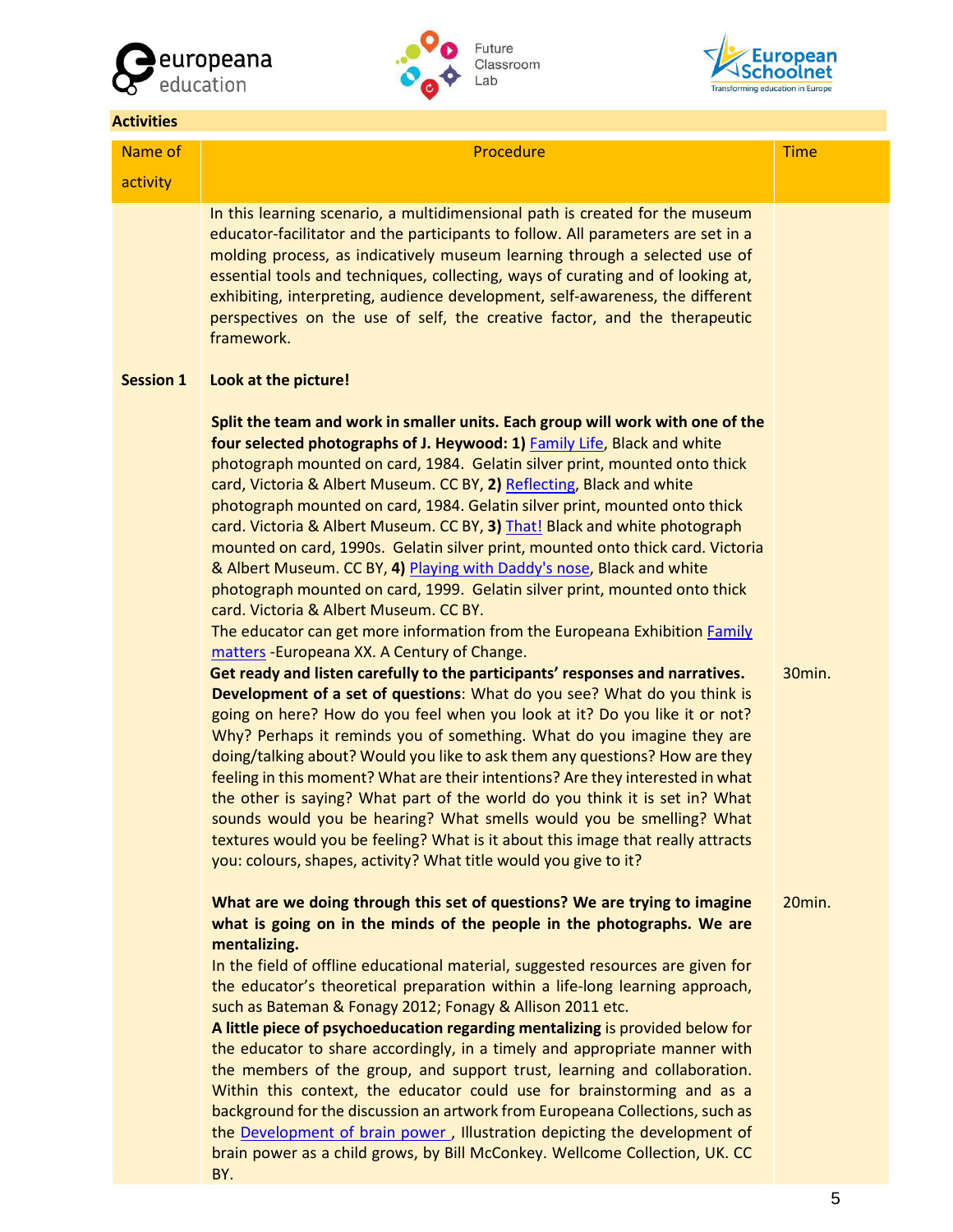**Activities**

| Name of activity | Procedure | Time |
|---|---|---|
| | In this learning scenario, a multidimensional path is created for the museum educator-facilitator and the participants to follow. All parameters are set in a molding process, as indicatively museum learning through a selected use of essential tools and techniques, collecting, ways of curating and of looking at, exhibiting, interpreting, audience development, self-awareness, the different perspectives on the use of self, the creative factor, and the therapeutic framework. | |
| **Session 1** | **Look at the picture!**<br><br>**Split the team and work in smaller units. Each group will work with one of the four selected photographs of J. Heywood: 1)** Family Life, Black and white photograph mounted on card, 1984. Gelatin silver print, mounted onto thick card, Victoria & Albert Museum. CC BY, **2)** Reflecting, Black and white photograph mounted on card, 1984. Gelatin silver print, mounted onto thick card. Victoria & Albert Museum. CC BY, **3)** That! Black and white photograph mounted on card, 1990s. Gelatin silver print, mounted onto thick card. Victoria & Albert Museum. CC BY, **4)** Playing with Daddy's nose, Black and white photograph mounted on card, 1999. Gelatin silver print, mounted onto thick card. Victoria & Albert Museum. CC BY.<br>The educator can get more information from the Europeana Exhibition Family matters -Europeana XX. A Century of Change.<br>**Get ready and listen carefully to the participants' responses and narratives. Development of a set of questions**: What do you see? What do you think is going on here? How do you feel when you look at it? Do you like it or not? Why? Perhaps it reminds you of something. What do you imagine they are doing/talking about? Would you like to ask them any questions? How are they feeling in this moment? What are their intentions? Are they interested in what the other is saying? What part of the world do you think it is set in? What sounds would you be hearing? What smells would you be smelling? What textures would you be feeling? What is it about this image that really attracts you: colours, shapes, activity? What title would you give to it? | 30min. |
| | **What are we doing through this set of questions? We are trying to imagine what is going on in the minds of the people in the photographs. We are mentalizing.**<br>In the field of offline educational material, suggested resources are given for the educator's theoretical preparation within a life-long learning approach, such as Bateman & Fonagy 2012; Fonagy & Allison 2011 etc.<br>**A little piece of psychoeducation regarding mentalizing** is provided below for the educator to share accordingly, in a timely and appropriate manner with the members of the group, and support trust, learning and collaboration. Within this context, the educator could use for brainstorming and as a background for the discussion an artwork from Europeana Collections, such as the Development of brain power , Illustration depicting the development of brain power as a child grows, by Bill McConkey. Wellcome Collection, UK. CC BY. | 20min. |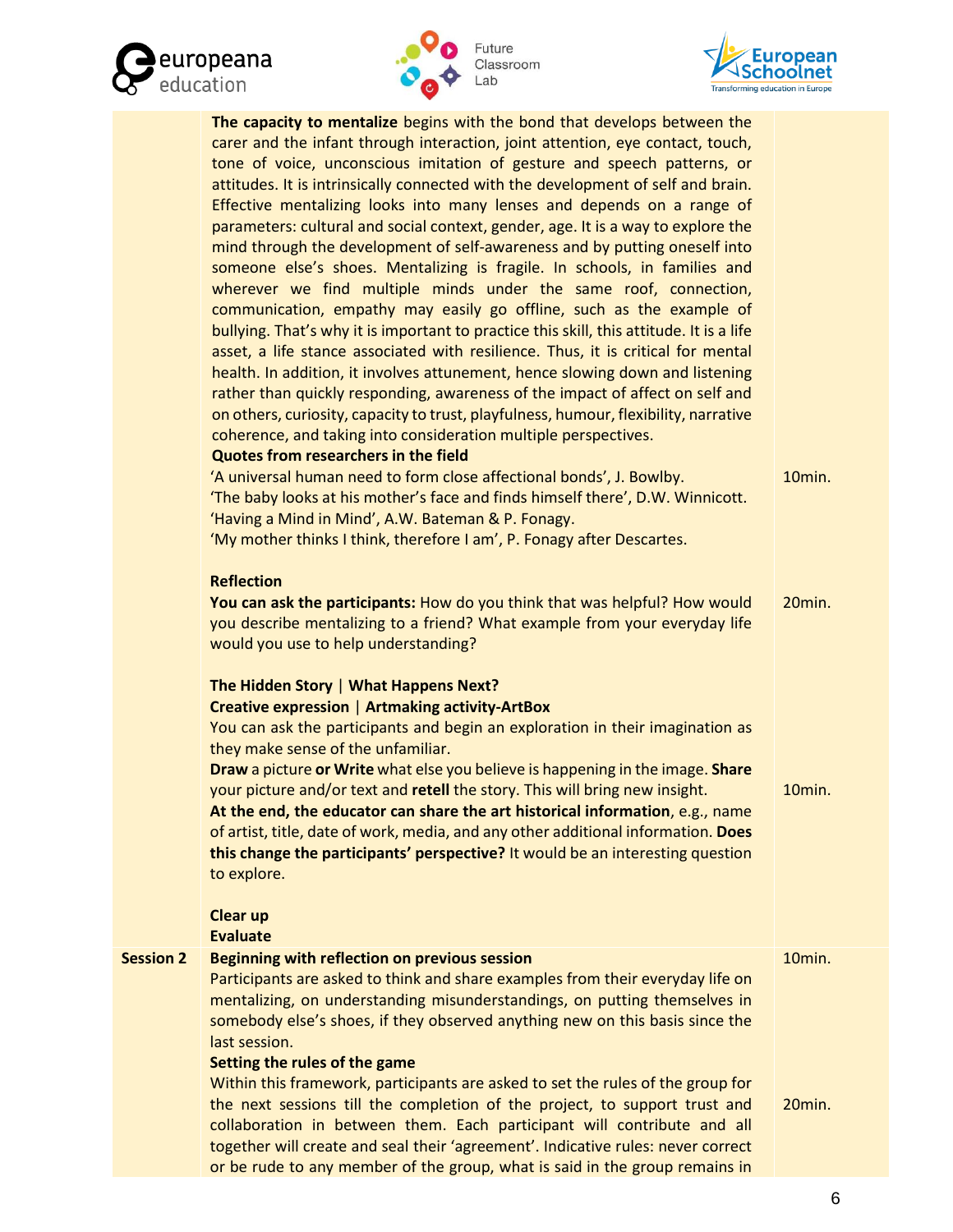| | | |
|---|---|---|
| | **The capacity to mentalize** begins with the bond that develops between the carer and the infant through interaction, joint attention, eye contact, touch, tone of voice, unconscious imitation of gesture and speech patterns, or attitudes. It is intrinsically connected with the development of self and brain. Effective mentalizing looks into many lenses and depends on a range of parameters: cultural and social context, gender, age. It is a way to explore the mind through the development of self-awareness and by putting oneself into someone else's shoes. Mentalizing is fragile. In schools, in families and wherever we find multiple minds under the same roof, connection, communication, empathy may easily go offline, such as the example of bullying. That's why it is important to practice this skill, this attitude. It is a life asset, a life stance associated with resilience. Thus, it is critical for mental health. In addition, it involves attunement, hence slowing down and listening rather than quickly responding, awareness of the impact of affect on self and on others, curiosity, capacity to trust, playfulness, humour, flexibility, narrative coherence, and taking into consideration multiple perspectives.<br>**Quotes from researchers in the field**<br>'A universal human need to form close affectional bonds', J. Bowlby.<br>'The baby looks at his mother's face and finds himself there', D.W. Winnicott.<br>'Having a Mind in Mind', A.W. Bateman & P. Fonagy.<br>'My mother thinks I think, therefore I am', P. Fonagy after Descartes. | 10min. |
| | **Reflection**<br>**You can ask the participants:** How do you think that was helpful? How would you describe mentalizing to a friend? What example from your everyday life would you use to help understanding? | 20min. |
| | **The Hidden Story** \| **What Happens Next?**<br>**Creative expression** \| **Artmaking activity-ArtBox**<br>You can ask the participants and begin an exploration in their imagination as they make sense of the unfamiliar.<br>**Draw** a picture **or Write** what else you believe is happening in the image. **Share** your picture and/or text and **retell** the story. This will bring new insight.<br>**At the end, the educator can share the art historical information**, e.g., name of artist, title, date of work, media, and any other additional information. **Does this change the participants' perspective?** It would be an interesting question to explore.<br><br>**Clear up**<br>**Evaluate** | 10min. |
| **Session 2** | **Beginning with reflection on previous session**<br>Participants are asked to think and share examples from their everyday life on mentalizing, on understanding misunderstandings, on putting themselves in somebody else's shoes, if they observed anything new on this basis since the last session. | 10min. |
| | **Setting the rules of the game**<br>Within this framework, participants are asked to set the rules of the group for the next sessions till the completion of the project, to support trust and collaboration in between them. Each participant will contribute and all together will create and seal their 'agreement'. Indicative rules: never correct or be rude to any member of the group, what is said in the group remains in | 20min. |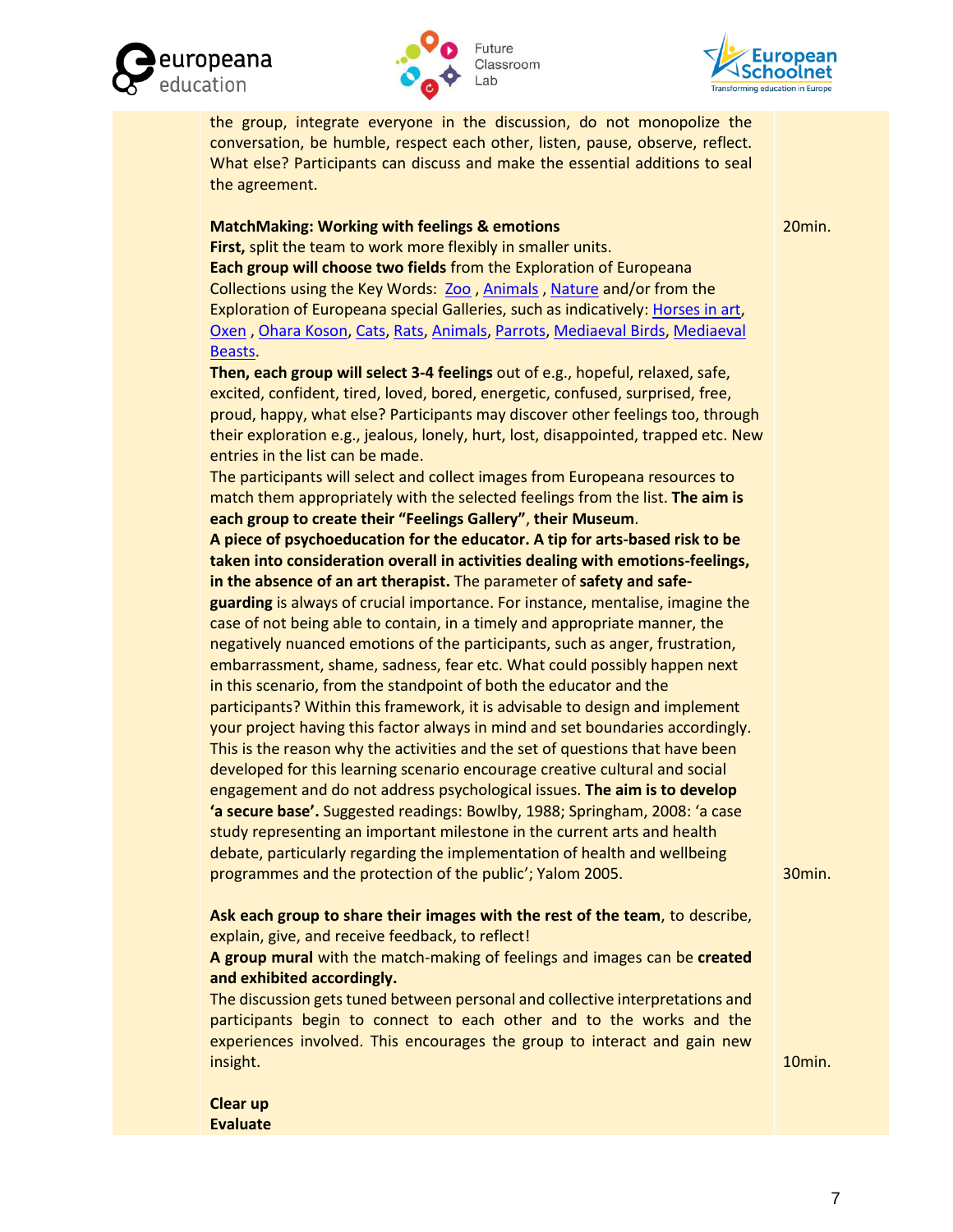the group, integrate everyone in the discussion, do not monopolize the conversation, be humble, respect each other, listen, pause, observe, reflect. What else? Participants can discuss and make the essential additions to seal the agreement.

**MatchMaking: Working with feelings & emotions** — 20min.

**First,** split the team to work more flexibly in smaller units.

**Each group will choose two fields** from the Exploration of Europeana Collections using the Key Words: Zoo , Animals , Nature and/or from the Exploration of Europeana special Galleries, such as indicatively: Horses in art, Oxen , Ohara Koson, Cats, Rats, Animals, Parrots, Mediaeval Birds, Mediaeval Beasts.

**Then, each group will select 3-4 feelings** out of e.g., hopeful, relaxed, safe, excited, confident, tired, loved, bored, energetic, confused, surprised, free, proud, happy, what else? Participants may discover other feelings too, through their exploration e.g., jealous, lonely, hurt, lost, disappointed, trapped etc. New entries in the list can be made.

The participants will select and collect images from Europeana resources to match them appropriately with the selected feelings from the list. **The aim is each group to create their "Feelings Gallery", their Museum**.

**A piece of psychoeducation for the educator. A tip for arts-based risk to be taken into consideration overall in activities dealing with emotions-feelings, in the absence of an art therapist.** The parameter of **safety and safe-guarding** is always of crucial importance. For instance, mentalise, imagine the case of not being able to contain, in a timely and appropriate manner, the negatively nuanced emotions of the participants, such as anger, frustration, embarrassment, shame, sadness, fear etc. What could possibly happen next in this scenario, from the standpoint of both the educator and the participants? Within this framework, it is advisable to design and implement your project having this factor always in mind and set boundaries accordingly. This is the reason why the activities and the set of questions that have been developed for this learning scenario encourage creative cultural and social engagement and do not address psychological issues. **The aim is to develop 'a secure base'.** Suggested readings: Bowlby, 1988; Springham, 2008: 'a case study representing an important milestone in the current arts and health debate, particularly regarding the implementation of health and wellbeing programmes and the protection of the public'; Yalom 2005. — 30min.

**Ask each group to share their images with the rest of the team**, to describe, explain, give, and receive feedback, to reflect!

**A group mural** with the match-making of feelings and images can be **created and exhibited accordingly.**

The discussion gets tuned between personal and collective interpretations and participants begin to connect to each other and to the works and the experiences involved. This encourages the group to interact and gain new insight. — 10min.

**Clear up**

**Evaluate**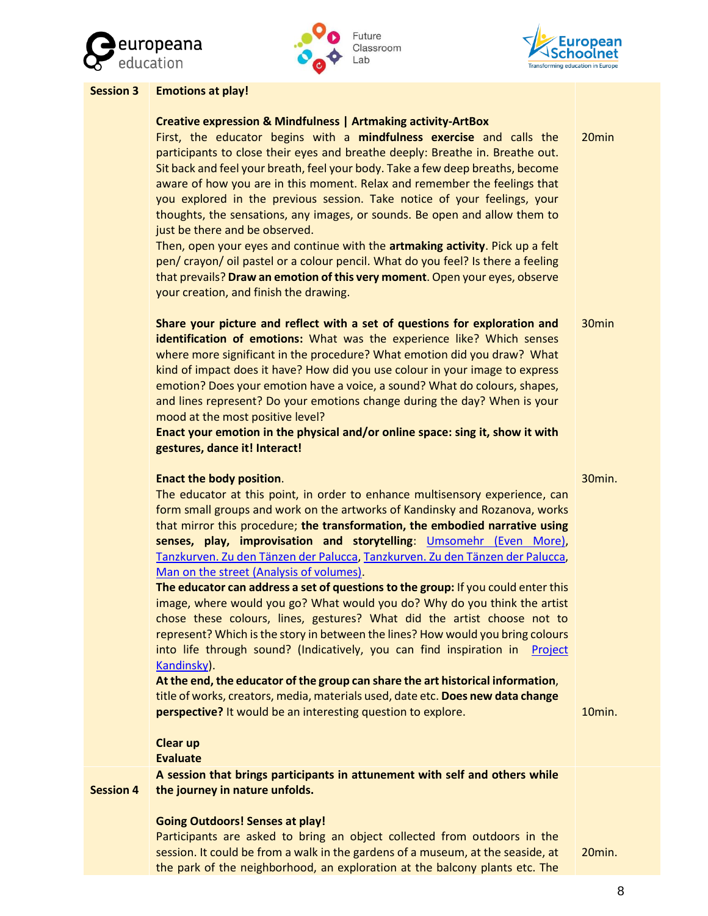| | | |
|---|---|---|
| **Session 3** | **Emotions at play!**<br><br>**Creative expression & Mindfulness \| Artmaking activity-ArtBox**<br>First, the educator begins with a **mindfulness exercise** and calls the participants to close their eyes and breathe deeply: Breathe in. Breathe out. Sit back and feel your breath, feel your body. Take a few deep breaths, become aware of how you are in this moment. Relax and remember the feelings that you explored in the previous session. Take notice of your feelings, your thoughts, the sensations, any images, or sounds. Be open and allow them to just be there and be observed.<br>Then, open your eyes and continue with the **artmaking activity**. Pick up a felt pen/ crayon/ oil pastel or a colour pencil. What do you feel? Is there a feeling that prevails? **Draw an emotion of this very moment**. Open your eyes, observe your creation, and finish the drawing. | 20min |
| | **Share your picture and reflect with a set of questions for exploration and identification of emotions:** What was the experience like? Which senses where more significant in the procedure? What emotion did you draw? What kind of impact does it have? How did you use colour in your image to express emotion? Does your emotion have a voice, a sound? What do colours, shapes, and lines represent? Do your emotions change during the day? When is your mood at the most positive level?<br>**Enact your emotion in the physical and/or online space: sing it, show it with gestures, dance it! Interact!** | 30min |
| | **Enact the body position**.<br>The educator at this point, in order to enhance multisensory experience, can form small groups and work on the artworks of Kandinsky and Rozanova, works that mirror this procedure; **the transformation, the embodied narrative using senses, play, improvisation and storytelling**: Umsomehr (Even More), Tanzkurven. Zu den Tänzen der Palucca, Tanzkurven. Zu den Tänzen der Palucca, Man on the street (Analysis of volumes).<br>**The educator can address a set of questions to the group:** If you could enter this image, where would you go? What would you do? Why do you think the artist chose these colours, lines, gestures? What did the artist choose not to represent? Which is the story in between the lines? How would you bring colours into life through sound? (Indicatively, you can find inspiration in Project Kandinsky).<br>**At the end, the educator of the group can share the art historical information**, title of works, creators, media, materials used, date etc. **Does new data change perspective?** It would be an interesting question to explore.<br><br>**Clear up**<br>**Evaluate** | 30min.<br><br><br><br><br><br><br><br><br><br><br><br><br><br>10min. |
| **Session 4** | **A session that brings participants in attunement with self and others while the journey in nature unfolds.**<br><br>**Going Outdoors! Senses at play!**<br>Participants are asked to bring an object collected from outdoors in the session. It could be from a walk in the gardens of a museum, at the seaside, at the park of the neighborhood, an exploration at the balcony plants etc. The | <br><br><br><br><br>20min. |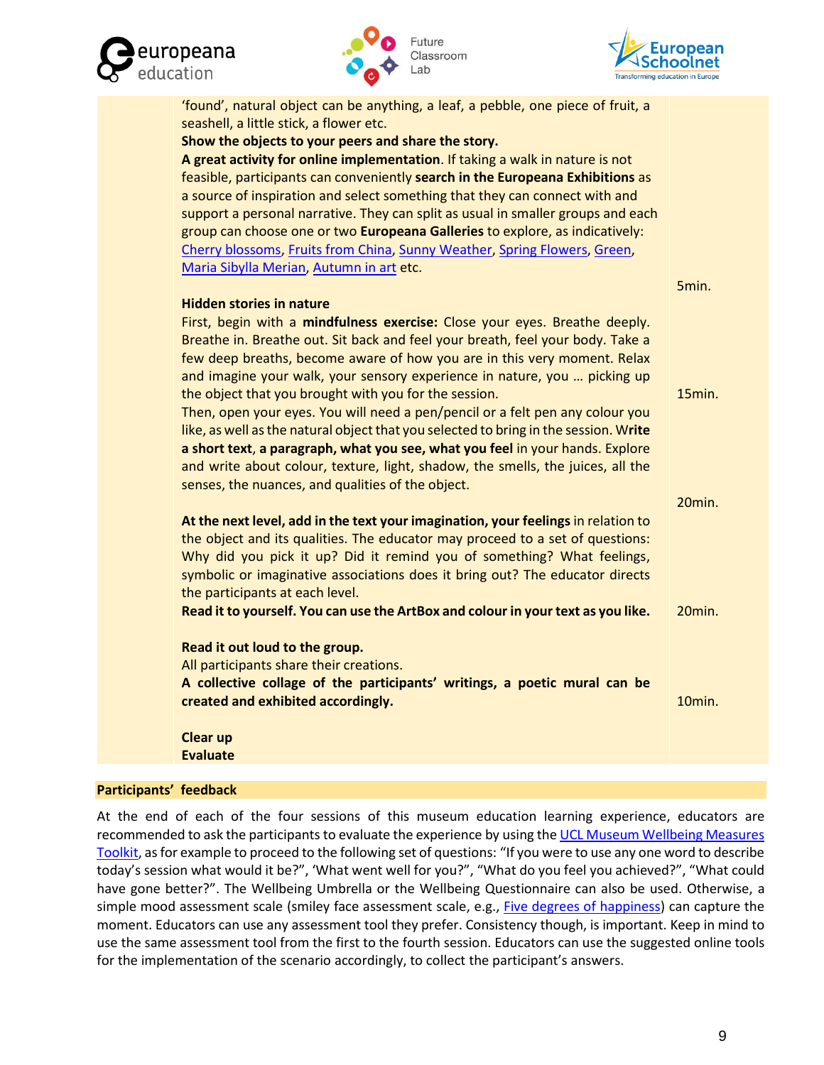| | | |
|---|---|---|
| | 'found', natural object can be anything, a leaf, a pebble, one piece of fruit, a seashell, a little stick, a flower etc.<br>**Show the objects to your peers and share the story.**<br>**A great activity for online implementation**. If taking a walk in nature is not feasible, participants can conveniently **search in the Europeana Exhibitions** as a source of inspiration and select something that they can connect with and support a personal narrative. They can split as usual in smaller groups and each group can choose one or two **Europeana Galleries** to explore, as indicatively: Cherry blossoms, Fruits from China, Sunny Weather, Spring Flowers, Green, Maria Sibylla Merian, Autumn in art etc. | |
| | **Hidden stories in nature**<br>First, begin with a **mindfulness exercise:** Close your eyes. Breathe deeply. Breathe in. Breathe out. Sit back and feel your breath, feel your body. Take a few deep breaths, become aware of how you are in this very moment. Relax and imagine your walk, your sensory experience in nature, you … picking up the object that you brought with you for the session. | 5min. |
| | Then, open your eyes. You will need a pen/pencil or a felt pen any colour you like, as well as the natural object that you selected to bring in the session. W**rite a short text**, **a paragraph, what you see, what you feel** in your hands. Explore and write about colour, texture, light, shadow, the smells, the juices, all the senses, the nuances, and qualities of the object. | 15min. |
| | **At the next level, add in the text your imagination, your feelings** in relation to the object and its qualities. The educator may proceed to a set of questions: Why did you pick it up? Did it remind you of something? What feelings, symbolic or imaginative associations does it bring out? The educator directs the participants at each level.<br>**Read it to yourself. You can use the ArtBox and colour in your text as you like.** | 20min. |
| | **Read it out loud to the group.**<br>All participants share their creations.<br>**A collective collage of the participants' writings, a poetic mural can be created and exhibited accordingly.** | 20min. |
| | **Clear up**<br>**Evaluate** | 10min. |

**Participants' feedback**

At the end of each of the four sessions of this museum education learning experience, educators are recommended to ask the participants to evaluate the experience by using the UCL Museum Wellbeing Measures Toolkit, as for example to proceed to the following set of questions: "If you were to use any one word to describe today's session what would it be?", 'What went well for you?", "What do you feel you achieved?", "What could have gone better?". The Wellbeing Umbrella or the Wellbeing Questionnaire can also be used. Otherwise, a simple mood assessment scale (smiley face assessment scale, e.g., Five degrees of happiness) can capture the moment. Educators can use any assessment tool they prefer. Consistency though, is important. Keep in mind to use the same assessment tool from the first to the fourth session. Educators can use the suggested online tools for the implementation of the scenario accordingly, to collect the participant's answers.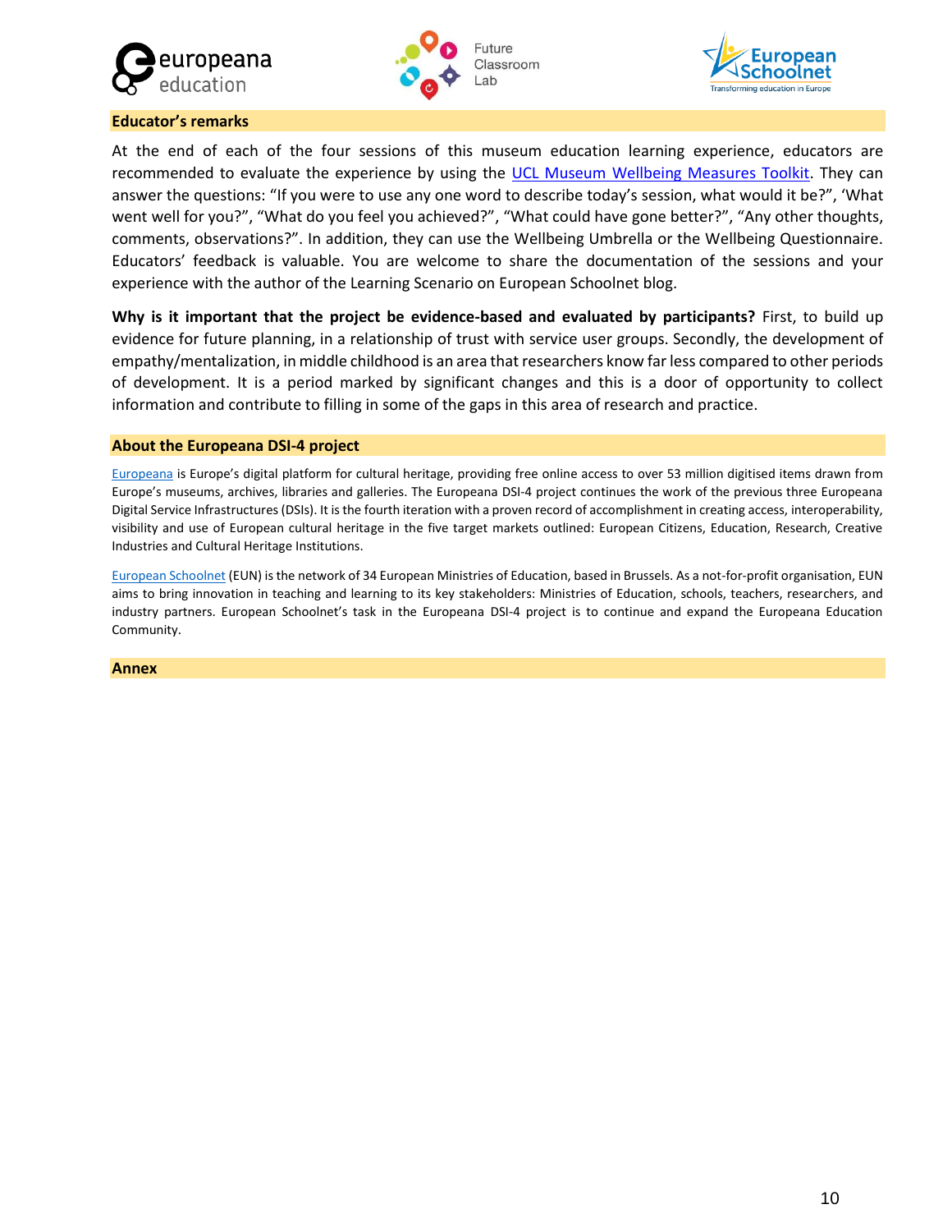## Educator's remarks

At the end of each of the four sessions of this museum education learning experience, educators are recommended to evaluate the experience by using the UCL Museum Wellbeing Measures Toolkit. They can answer the questions: "If you were to use any one word to describe today's session, what would it be?", 'What went well for you?", "What do you feel you achieved?", "What could have gone better?", "Any other thoughts, comments, observations?". In addition, they can use the Wellbeing Umbrella or the Wellbeing Questionnaire. Educators' feedback is valuable. You are welcome to share the documentation of the sessions and your experience with the author of the Learning Scenario on European Schoolnet blog.

**Why is it important that the project be evidence-based and evaluated by participants?** First, to build up evidence for future planning, in a relationship of trust with service user groups. Secondly, the development of empathy/mentalization, in middle childhood is an area that researchers know far less compared to other periods of development. It is a period marked by significant changes and this is a door of opportunity to collect information and contribute to filling in some of the gaps in this area of research and practice.

## About the Europeana DSI-4 project

Europeana is Europe's digital platform for cultural heritage, providing free online access to over 53 million digitised items drawn from Europe's museums, archives, libraries and galleries. The Europeana DSI-4 project continues the work of the previous three Europeana Digital Service Infrastructures (DSIs). It is the fourth iteration with a proven record of accomplishment in creating access, interoperability, visibility and use of European cultural heritage in the five target markets outlined: European Citizens, Education, Research, Creative Industries and Cultural Heritage Institutions.

European Schoolnet (EUN) is the network of 34 European Ministries of Education, based in Brussels. As a not-for-profit organisation, EUN aims to bring innovation in teaching and learning to its key stakeholders: Ministries of Education, schools, teachers, researchers, and industry partners. European Schoolnet's task in the Europeana DSI-4 project is to continue and expand the Europeana Education Community.

## Annex